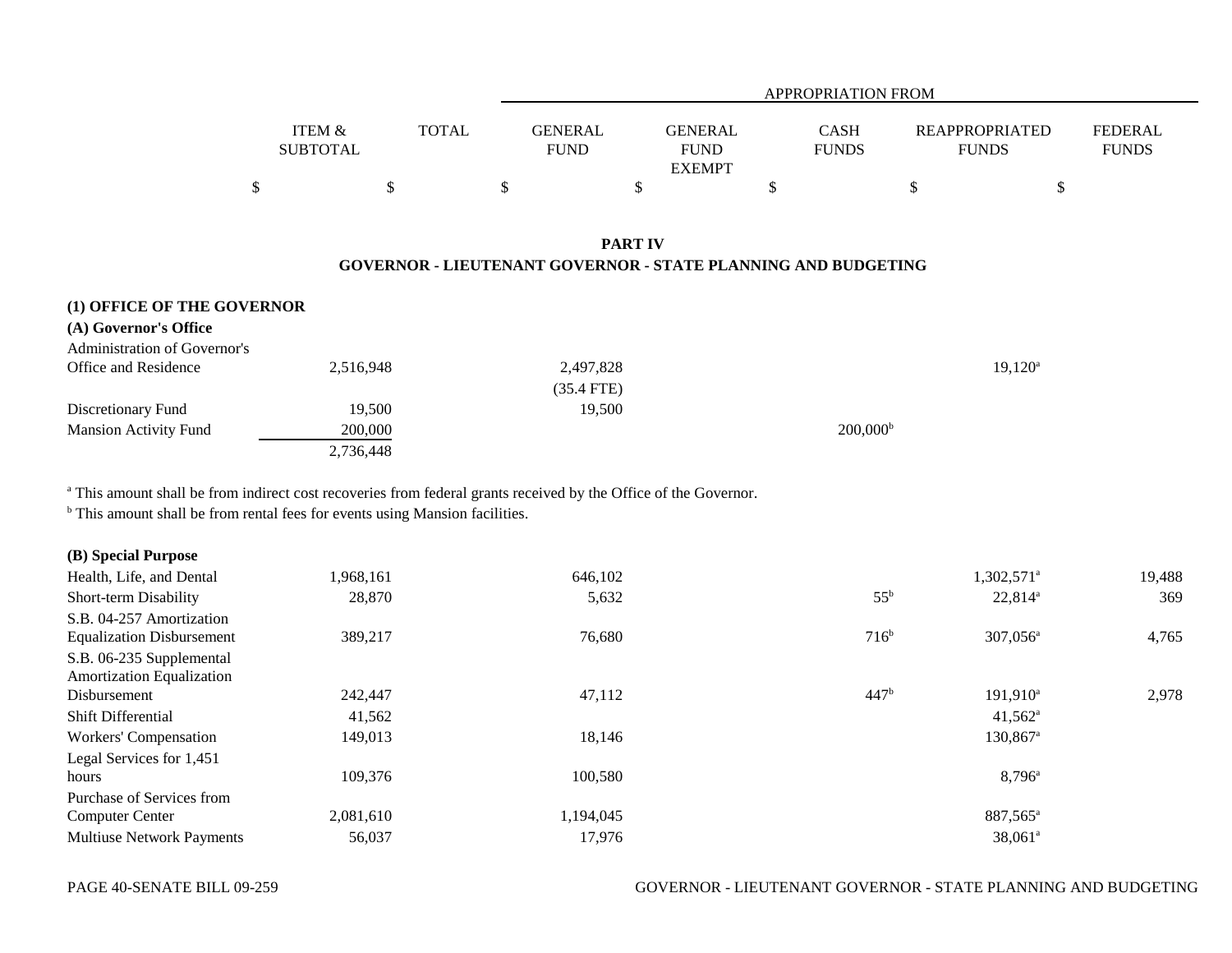| | ITEM & SUBTOTAL | TOTAL | APPROPRIATION FROM GENERAL FUND | GENERAL FUND EXEMPT | CASH FUNDS | REAPPROPRIATED FUNDS | FEDERAL FUNDS |
|---|---|---|---|---|---|---|---|
| | $ | $ | $ | $ | $ | $ | $ |

## PART IV
## GOVERNOR - LIEUTENANT GOVERNOR - STATE PLANNING AND BUDGETING

### (1) OFFICE OF THE GOVERNOR

#### (A) Governor's Office

| | ITEM & SUBTOTAL | TOTAL | GENERAL FUND | GENERAL FUND EXEMPT | CASH FUNDS | REAPPROPRIATED FUNDS | FEDERAL FUNDS |
|---|---|---|---|---|---|---|---|
| Administration of Governor's Office and Residence | 2,516,948 | | 2,497,828 (35.4 FTE) | | | 19,120[a] | |
| Discretionary Fund | 19,500 | | 19,500 | | | | |
| Mansion Activity Fund | 200,000 | | | | 200,000[b] | | |
| | 2,736,448 | | | | | | |

[a] This amount shall be from indirect cost recoveries from federal grants received by the Office of the Governor.
[b] This amount shall be from rental fees for events using Mansion facilities.

#### (B) Special Purpose

| | ITEM & SUBTOTAL | TOTAL | GENERAL FUND | GENERAL FUND EXEMPT | CASH FUNDS | REAPPROPRIATED FUNDS | FEDERAL FUNDS |
|---|---|---|---|---|---|---|---|
| Health, Life, and Dental | 1,968,161 | | 646,102 | | | 1,302,571[a] | 19,488 |
| Short-term Disability | 28,870 | | 5,632 | | 55[b] | 22,814[a] | 369 |
| S.B. 04-257 Amortization Equalization Disbursement | 389,217 | | 76,680 | | 716[b] | 307,056[a] | 4,765 |
| S.B. 06-235 Supplemental Amortization Equalization Disbursement | 242,447 | | 47,112 | | 447[b] | 191,910[a] | 2,978 |
| Shift Differential | 41,562 | | | | | 41,562[a] | |
| Workers' Compensation | 149,013 | | 18,146 | | | 130,867[a] | |
| Legal Services for 1,451 hours | 109,376 | | 100,580 | | | 8,796[a] | |
| Purchase of Services from Computer Center | 2,081,610 | | 1,194,045 | | | 887,565[a] | |
| Multiuse Network Payments | 56,037 | | 17,976 | | | 38,061[a] | |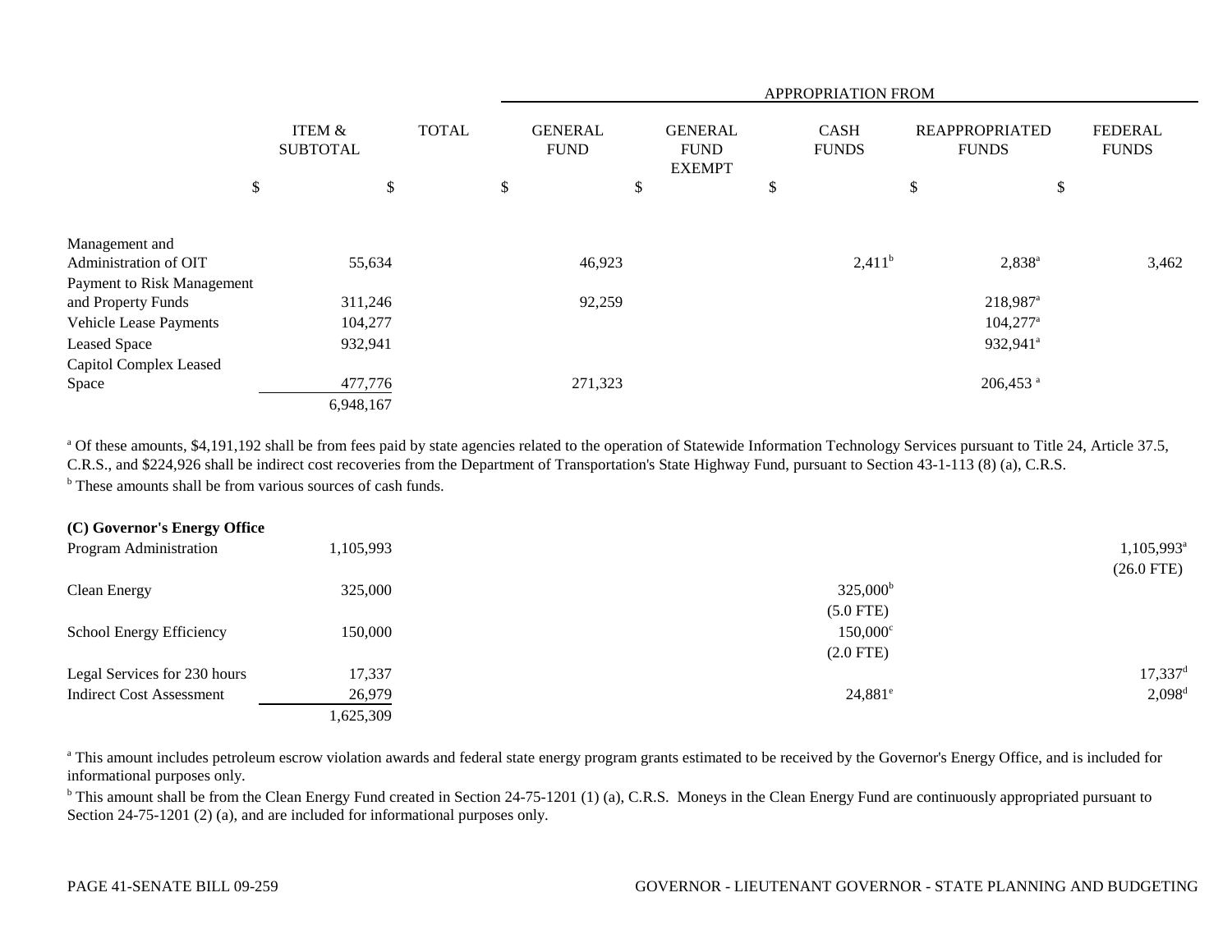| | ITEM & SUBTOTAL | TOTAL | APPROPRIATION FROM GENERAL FUND | GENERAL FUND EXEMPT | CASH FUNDS | REAPPROPRIATED FUNDS | FEDERAL FUNDS |
|---|---|---|---|---|---|---|---|
| | $ | $ | $ | $ | $ | $ | $ |
| Management and Administration of OIT | 55,634 | | 46,923 | | 2,411[b] | 2,838[a] | 3,462 |
| Payment to Risk Management and Property Funds | 311,246 | | 92,259 | | | 218,987[a] | |
| Vehicle Lease Payments | 104,277 | | | | | 104,277[a] | |
| Leased Space | 932,941 | | | | | 932,941[a] | |
| Capitol Complex Leased Space | 477,776 | | 271,323 | | | 206,453 [a] | |
| | 6,948,167 | | | | | | |

[a] Of these amounts, $4,191,192 shall be from fees paid by state agencies related to the operation of Statewide Information Technology Services pursuant to Title 24, Article 37.5, C.R.S., and $224,926 shall be indirect cost recoveries from the Department of Transportation's State Highway Fund, pursuant to Section 43-1-113 (8) (a), C.R.S.

[b] These amounts shall be from various sources of cash funds.

**(C) Governor's Energy Office**

| | ITEM & SUBTOTAL | TOTAL | GENERAL FUND | GENERAL FUND EXEMPT | CASH FUNDS | REAPPROPRIATED FUNDS | FEDERAL FUNDS |
|---|---|---|---|---|---|---|---|
| Program Administration | 1,105,993 | | | | | | 1,105,993[a] (26.0 FTE) |
| Clean Energy | 325,000 | | | | 325,000[b] (5.0 FTE) | | |
| School Energy Efficiency | 150,000 | | | | 150,000[c] (2.0 FTE) | | |
| Legal Services for 230 hours | 17,337 | | | | | | 17,337[d] |
| Indirect Cost Assessment | 26,979 | | | | 24,881[e] | | 2,098[d] |
| | 1,625,309 | | | | | | |

[a] This amount includes petroleum escrow violation awards and federal state energy program grants estimated to be received by the Governor's Energy Office, and is included for informational purposes only.

[b] This amount shall be from the Clean Energy Fund created in Section 24-75-1201 (1) (a), C.R.S. Moneys in the Clean Energy Fund are continuously appropriated pursuant to Section 24-75-1201 (2) (a), and are included for informational purposes only.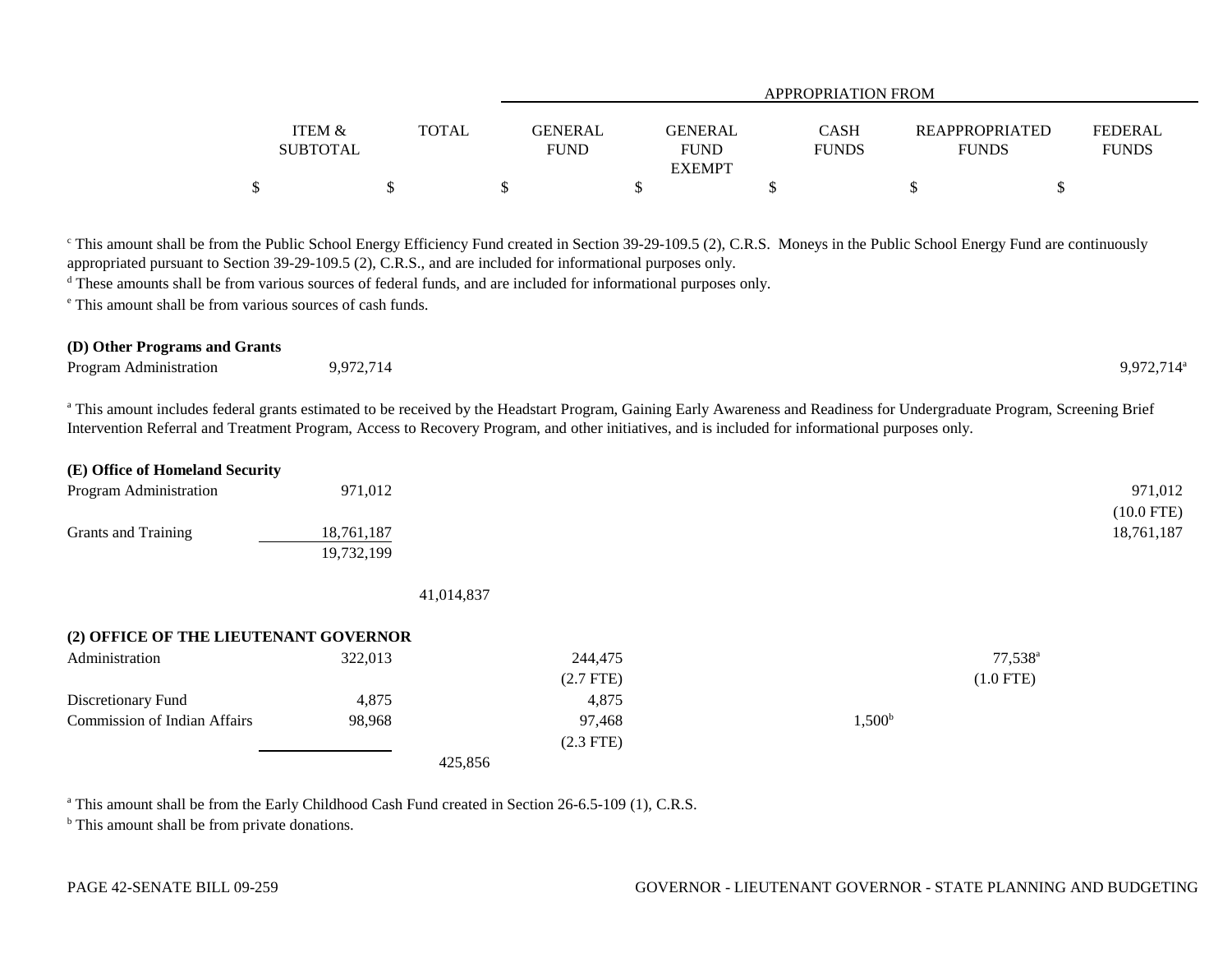| | ITEM & SUBTOTAL | TOTAL | GENERAL FUND | GENERAL FUND EXEMPT | CASH FUNDS | REAPPROPRIATED FUNDS | FEDERAL FUNDS |
|---|---|---|---|---|---|---|---|
| | | | APPROPRIATION FROM | | | | |
| | $ | $ | $ | $ | $ | $ | $ |

[c] This amount shall be from the Public School Energy Efficiency Fund created in Section 39-29-109.5 (2), C.R.S. Moneys in the Public School Energy Fund are continuously appropriated pursuant to Section 39-29-109.5 (2), C.R.S., and are included for informational purposes only.

[d] These amounts shall be from various sources of federal funds, and are included for informational purposes only.

[e] This amount shall be from various sources of cash funds.

| | ITEM & SUBTOTAL | TOTAL | GENERAL FUND | GENERAL FUND EXEMPT | CASH FUNDS | REAPPROPRIATED FUNDS | FEDERAL FUNDS |
|---|---|---|---|---|---|---|---|
| **(D) Other Programs and Grants** | | | | | | | |
| Program Administration | 9,972,714 | | | | | | 9,972,714[a] |

[a] This amount includes federal grants estimated to be received by the Headstart Program, Gaining Early Awareness and Readiness for Undergraduate Program, Screening Brief Intervention Referral and Treatment Program, Access to Recovery Program, and other initiatives, and is included for informational purposes only.

| | ITEM & SUBTOTAL | TOTAL | GENERAL FUND | GENERAL FUND EXEMPT | CASH FUNDS | REAPPROPRIATED FUNDS | FEDERAL FUNDS |
|---|---|---|---|---|---|---|---|
| **(E) Office of Homeland Security** | | | | | | | |
| Program Administration | 971,012 | | | | | | 971,012 |
| | | | | | | | (10.0 FTE) |
| Grants and Training | 18,761,187 | | | | | | 18,761,187 |
| | 19,732,199 | | | | | | |
| | | 41,014,837 | | | | | |

| | ITEM & SUBTOTAL | TOTAL | GENERAL FUND | GENERAL FUND EXEMPT | CASH FUNDS | REAPPROPRIATED FUNDS | FEDERAL FUNDS |
|---|---|---|---|---|---|---|---|
| **(2) OFFICE OF THE LIEUTENANT GOVERNOR** | | | | | | | |
| Administration | 322,013 | | 244,475 | | | 77,538[a] | |
| | | | (2.7 FTE) | | | (1.0 FTE) | |
| Discretionary Fund | 4,875 | | 4,875 | | | | |
| Commission of Indian Affairs | 98,968 | | 97,468 | | 1,500[b] | | |
| | | | (2.3 FTE) | | | | |
| | | 425,856 | | | | | |

[a] This amount shall be from the Early Childhood Cash Fund created in Section 26-6.5-109 (1), C.R.S.

[b] This amount shall be from private donations.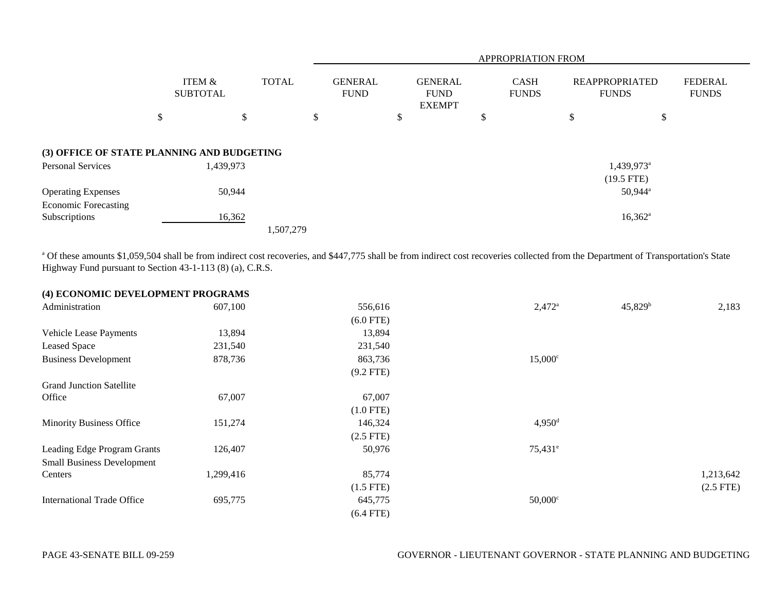| | ITEM & SUBTOTAL | TOTAL | APPROPRIATION FROM GENERAL FUND | GENERAL FUND EXEMPT | CASH FUNDS | REAPPROPRIATED FUNDS | FEDERAL FUNDS |
|---|---|---|---|---|---|---|---|
| | $ | $ | $ | $ | $ | $ | $ |
| **(3) OFFICE OF STATE PLANNING AND BUDGETING** | | | | | | | |
| Personal Services | 1,439,973 | | | | | 1,439,973[a] (19.5 FTE) | |
| Operating Expenses | 50,944 | | | | | 50,944[a] | |
| Economic Forecasting Subscriptions | 16,362 | | | | | 16,362[a] | |
| | | 1,507,279 | | | | | |

[a] Of these amounts $1,059,504 shall be from indirect cost recoveries, and $447,775 shall be from indirect cost recoveries collected from the Department of Transportation's State Highway Fund pursuant to Section 43-1-113 (8) (a), C.R.S.

| | ITEM & SUBTOTAL | TOTAL | GENERAL FUND | GENERAL FUND EXEMPT | CASH FUNDS | REAPPROPRIATED FUNDS | FEDERAL FUNDS |
|---|---|---|---|---|---|---|---|
| **(4) ECONOMIC DEVELOPMENT PROGRAMS** | | | | | | | |
| Administration | 607,100 | | 556,616 (6.0 FTE) | | 2,472[a] | 45,829[b] | 2,183 |
| Vehicle Lease Payments | 13,894 | | 13,894 | | | | |
| Leased Space | 231,540 | | 231,540 | | | | |
| Business Development | 878,736 | | 863,736 (9.2 FTE) | | 15,000[c] | | |
| Grand Junction Satellite Office | 67,007 | | 67,007 (1.0 FTE) | | | | |
| Minority Business Office | 151,274 | | 146,324 (2.5 FTE) | | 4,950[d] | | |
| Leading Edge Program Grants | 126,407 | | 50,976 | | 75,431[e] | | |
| Small Business Development Centers | 1,299,416 | | 85,774 (1.5 FTE) | | | | 1,213,642 (2.5 FTE) |
| International Trade Office | 695,775 | | 645,775 (6.4 FTE) | | 50,000[c] | | |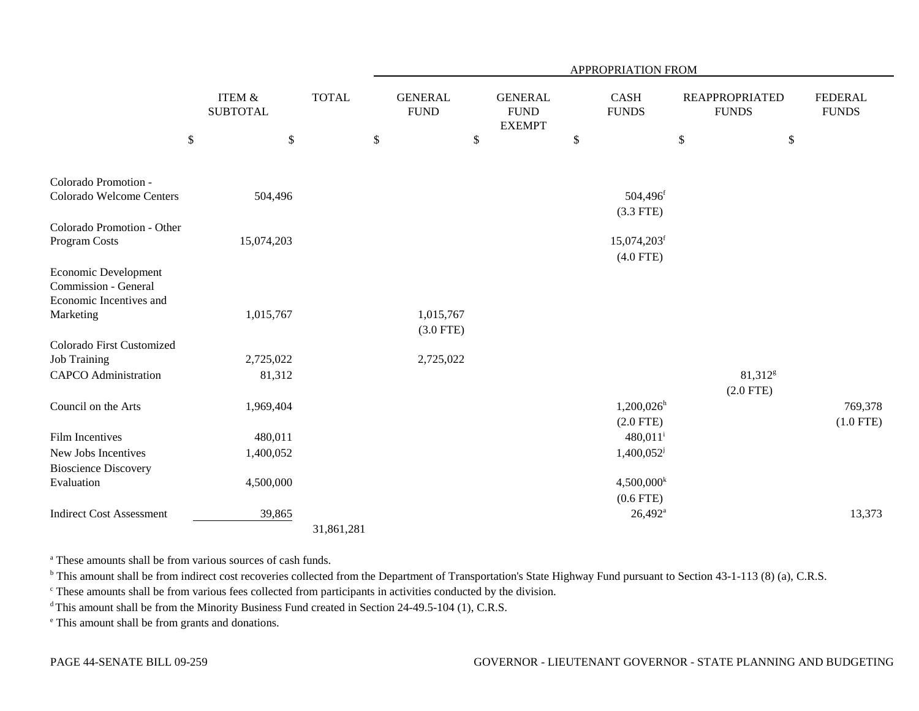| | ITEM & SUBTOTAL | TOTAL | APPROPRIATION FROM | | | | |
|---|---|---|---|---|---|---|---|
| | | | GENERAL FUND | GENERAL FUND EXEMPT | CASH FUNDS | REAPPROPRIATED FUNDS | FEDERAL FUNDS |
| | $ | $ | $ | $ | $ | $ | $ |
| Colorado Promotion - Colorado Welcome Centers | 504,496 | | | | 504,496[f] (3.3 FTE) | | |
| Colorado Promotion - Other Program Costs | 15,074,203 | | | | 15,074,203[f] (4.0 FTE) | | |
| Economic Development Commission - General Economic Incentives and Marketing | 1,015,767 | | 1,015,767 (3.0 FTE) | | | | |
| Colorado First Customized Job Training | 2,725,022 | | 2,725,022 | | | | |
| CAPCO Administration | 81,312 | | | | | 81,312[g] (2.0 FTE) | |
| Council on the Arts | 1,969,404 | | | | 1,200,026[h] (2.0 FTE) | | 769,378 (1.0 FTE) |
| Film Incentives | 480,011 | | | | 480,011[i] | | |
| New Jobs Incentives | 1,400,052 | | | | 1,400,052[j] | | |
| Bioscience Discovery Evaluation | 4,500,000 | | | | 4,500,000[k] (0.6 FTE) | | |
| Indirect Cost Assessment | 39,865 | | | | 26,492[a] | | 13,373 |
| | | 31,861,281 | | | | | |

[a] These amounts shall be from various sources of cash funds.

[b] This amount shall be from indirect cost recoveries collected from the Department of Transportation's State Highway Fund pursuant to Section 43-1-113 (8) (a), C.R.S.

[c] These amounts shall be from various fees collected from participants in activities conducted by the division.

[d] This amount shall be from the Minority Business Fund created in Section 24-49.5-104 (1), C.R.S.

[e] This amount shall be from grants and donations.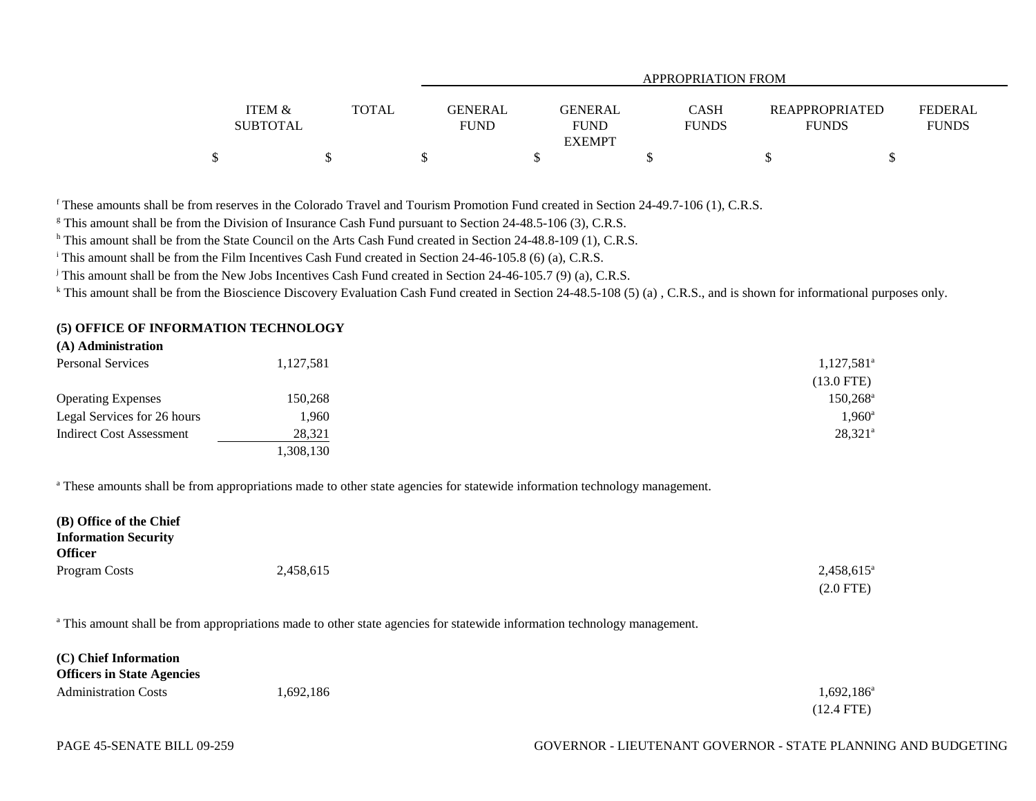|  | ITEM & SUBTOTAL | TOTAL | APPROPRIATION FROM GENERAL FUND | GENERAL FUND EXEMPT | CASH FUNDS | REAPPROPRIATED FUNDS | FEDERAL FUNDS |
|---|---|---|---|---|---|---|---|
|  | $ | $ | $ | $ | $ | $ | $ |

[f] These amounts shall be from reserves in the Colorado Travel and Tourism Promotion Fund created in Section 24-49.7-106 (1), C.R.S.

[g] This amount shall be from the Division of Insurance Cash Fund pursuant to Section 24-48.5-106 (3), C.R.S.

[h] This amount shall be from the State Council on the Arts Cash Fund created in Section 24-48.8-109 (1), C.R.S.

[i] This amount shall be from the Film Incentives Cash Fund created in Section 24-46-105.8 (6) (a), C.R.S.

[j] This amount shall be from the New Jobs Incentives Cash Fund created in Section 24-46-105.7 (9) (a), C.R.S.

[k] This amount shall be from the Bioscience Discovery Evaluation Cash Fund created in Section 24-48.5-108 (5) (a) , C.R.S., and is shown for informational purposes only.

**(5) OFFICE OF INFORMATION TECHNOLOGY**

**(A) Administration**

|  | ITEM & SUBTOTAL | TOTAL | GENERAL FUND | GENERAL FUND EXEMPT | CASH FUNDS | REAPPROPRIATED FUNDS | FEDERAL FUNDS |
|---|---|---|---|---|---|---|---|
| Personal Services | 1,127,581 |  |  |  |  | 1,127,581[a] (13.0 FTE) |  |
| Operating Expenses | 150,268 |  |  |  |  | 150,268[a] |  |
| Legal Services for 26 hours | 1,960 |  |  |  |  | 1,960[a] |  |
| Indirect Cost Assessment | 28,321 |  |  |  |  | 28,321[a] |  |
|  | 1,308,130 |  |  |  |  |  |  |

[a] These amounts shall be from appropriations made to other state agencies for statewide information technology management.

**(B) Office of the Chief Information Security Officer**

|  | ITEM & SUBTOTAL | TOTAL | GENERAL FUND | GENERAL FUND EXEMPT | CASH FUNDS | REAPPROPRIATED FUNDS | FEDERAL FUNDS |
|---|---|---|---|---|---|---|---|
| Program Costs | 2,458,615 |  |  |  |  | 2,458,615[a] (2.0 FTE) |  |

[a] This amount shall be from appropriations made to other state agencies for statewide information technology management.

**(C) Chief Information Officers in State Agencies**

|  | ITEM & SUBTOTAL | TOTAL | GENERAL FUND | GENERAL FUND EXEMPT | CASH FUNDS | REAPPROPRIATED FUNDS | FEDERAL FUNDS |
|---|---|---|---|---|---|---|---|
| Administration Costs | 1,692,186 |  |  |  |  | 1,692,186[a] (12.4 FTE) |  |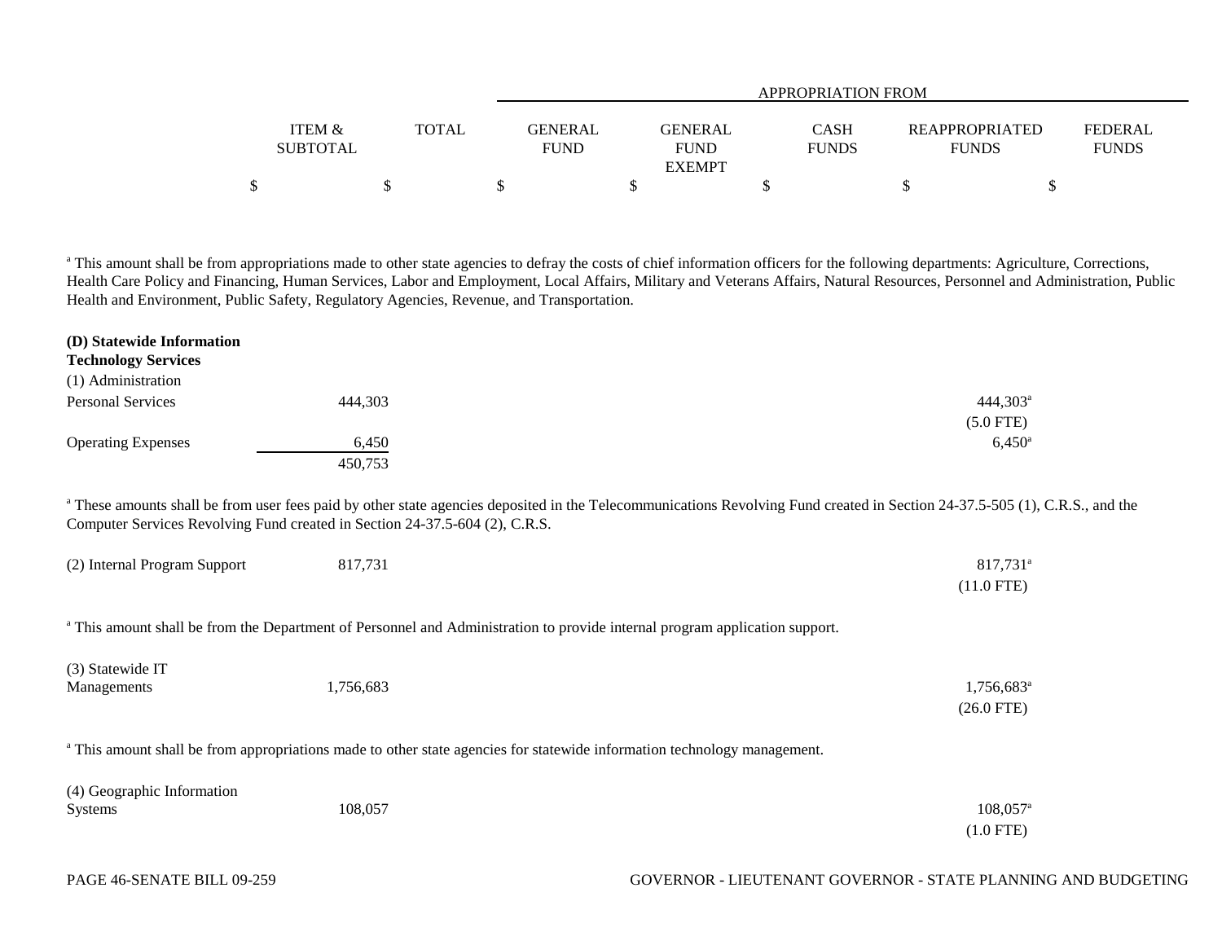| | ITEM & SUBTOTAL | TOTAL | APPROPRIATION FROM GENERAL FUND | GENERAL FUND EXEMPT | CASH FUNDS | REAPPROPRIATED FUNDS | FEDERAL FUNDS |
|---|---|---|---|---|---|---|---|
| | $ | $ | $ | $ | $ | $ | $ |

[a] This amount shall be from appropriations made to other state agencies to defray the costs of chief information officers for the following departments: Agriculture, Corrections, Health Care Policy and Financing, Human Services, Labor and Employment, Local Affairs, Military and Veterans Affairs, Natural Resources, Personnel and Administration, Public Health and Environment, Public Safety, Regulatory Agencies, Revenue, and Transportation.

**(D) Statewide Information Technology Services**

| | ITEM & SUBTOTAL | TOTAL | GENERAL FUND | GENERAL FUND EXEMPT | CASH FUNDS | REAPPROPRIATED FUNDS | FEDERAL FUNDS |
|---|---|---|---|---|---|---|---|
| (1) Administration | | | | | | | |
| Personal Services | 444,303 | | | | | 444,303[a] (5.0 FTE) | |
| Operating Expenses | 6,450 | | | | | 6,450[a] | |
| | 450,753 | | | | | | |

[a] These amounts shall be from user fees paid by other state agencies deposited in the Telecommunications Revolving Fund created in Section 24-37.5-505 (1), C.R.S., and the Computer Services Revolving Fund created in Section 24-37.5-604 (2), C.R.S.

| | ITEM & SUBTOTAL | TOTAL | GENERAL FUND | GENERAL FUND EXEMPT | CASH FUNDS | REAPPROPRIATED FUNDS | FEDERAL FUNDS |
|---|---|---|---|---|---|---|---|
| (2) Internal Program Support | 817,731 | | | | | 817,731[a] (11.0 FTE) | |

[a] This amount shall be from the Department of Personnel and Administration to provide internal program application support.

| | ITEM & SUBTOTAL | TOTAL | GENERAL FUND | GENERAL FUND EXEMPT | CASH FUNDS | REAPPROPRIATED FUNDS | FEDERAL FUNDS |
|---|---|---|---|---|---|---|---|
| (3) Statewide IT Managements | 1,756,683 | | | | | 1,756,683[a] (26.0 FTE) | |

[a] This amount shall be from appropriations made to other state agencies for statewide information technology management.

| | ITEM & SUBTOTAL | TOTAL | GENERAL FUND | GENERAL FUND EXEMPT | CASH FUNDS | REAPPROPRIATED FUNDS | FEDERAL FUNDS |
|---|---|---|---|---|---|---|---|
| (4) Geographic Information Systems | 108,057 | | | | | 108,057[a] (1.0 FTE) | |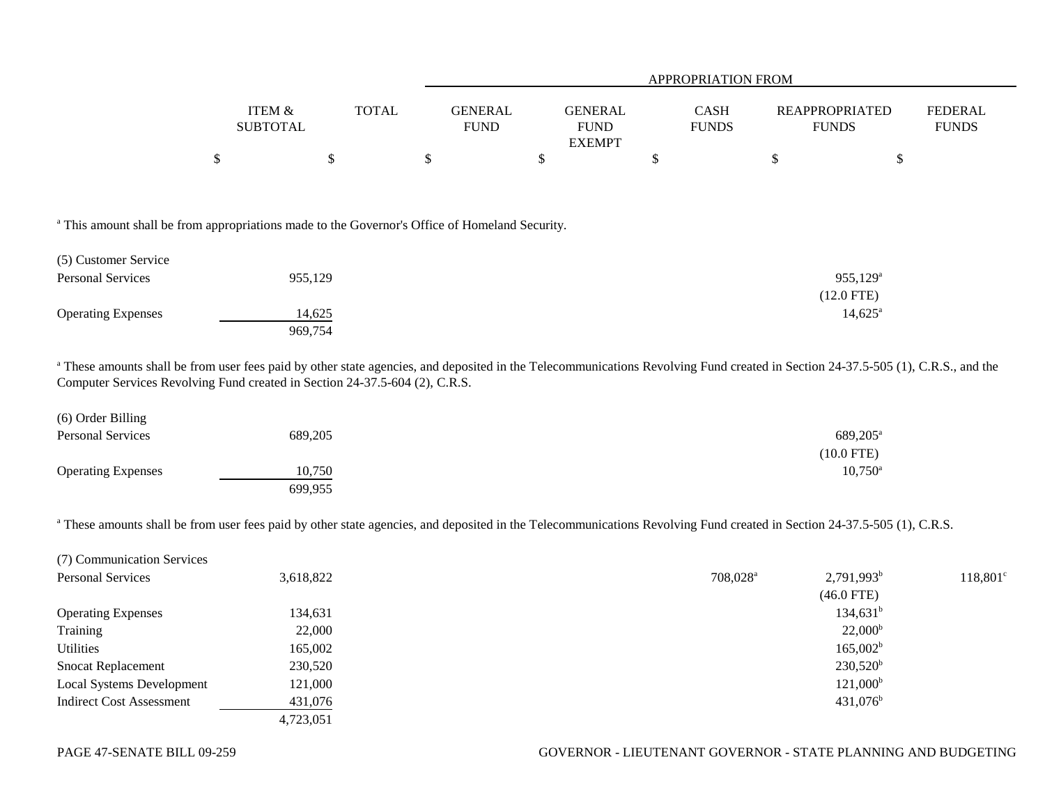| | ITEM & SUBTOTAL | TOTAL | APPROPRIATION FROM GENERAL FUND | GENERAL FUND EXEMPT | CASH FUNDS | REAPPROPRIATED FUNDS | FEDERAL FUNDS |
|---|---|---|---|---|---|---|---|
| | $ | $ | $ | $ | $ | $ | $ |

[a] This amount shall be from appropriations made to the Governor's Office of Homeland Security.

| | ITEM & SUBTOTAL | TOTAL | GENERAL FUND | GENERAL FUND EXEMPT | CASH FUNDS | REAPPROPRIATED FUNDS | FEDERAL FUNDS |
|---|---|---|---|---|---|---|---|
| (5) Customer Service | | | | | | | |
| Personal Services | 955,129 | | | | | 955,129[a] (12.0 FTE) | |
| Operating Expenses | 14,625 | | | | | 14,625[a] | |
| | 969,754 | | | | | | |

[a] These amounts shall be from user fees paid by other state agencies, and deposited in the Telecommunications Revolving Fund created in Section 24-37.5-505 (1), C.R.S., and the Computer Services Revolving Fund created in Section 24-37.5-604 (2), C.R.S.

| | ITEM & SUBTOTAL | TOTAL | GENERAL FUND | GENERAL FUND EXEMPT | CASH FUNDS | REAPPROPRIATED FUNDS | FEDERAL FUNDS |
|---|---|---|---|---|---|---|---|
| (6) Order Billing | | | | | | | |
| Personal Services | 689,205 | | | | | 689,205[a] (10.0 FTE) | |
| Operating Expenses | 10,750 | | | | | 10,750[a] | |
| | 699,955 | | | | | | |

[a] These amounts shall be from user fees paid by other state agencies, and deposited in the Telecommunications Revolving Fund created in Section 24-37.5-505 (1), C.R.S.

| | ITEM & SUBTOTAL | TOTAL | GENERAL FUND | GENERAL FUND EXEMPT | CASH FUNDS | REAPPROPRIATED FUNDS | FEDERAL FUNDS |
|---|---|---|---|---|---|---|---|
| (7) Communication Services | | | | | | | |
| Personal Services | 3,618,822 | | | | 708,028[a] | 2,791,993[b] (46.0 FTE) | 118,801[c] |
| Operating Expenses | 134,631 | | | | | 134,631[b] | |
| Training | 22,000 | | | | | 22,000[b] | |
| Utilities | 165,002 | | | | | 165,002[b] | |
| Snocat Replacement | 230,520 | | | | | 230,520[b] | |
| Local Systems Development | 121,000 | | | | | 121,000[b] | |
| Indirect Cost Assessment | 431,076 | | | | | 431,076[b] | |
| | 4,723,051 | | | | | | |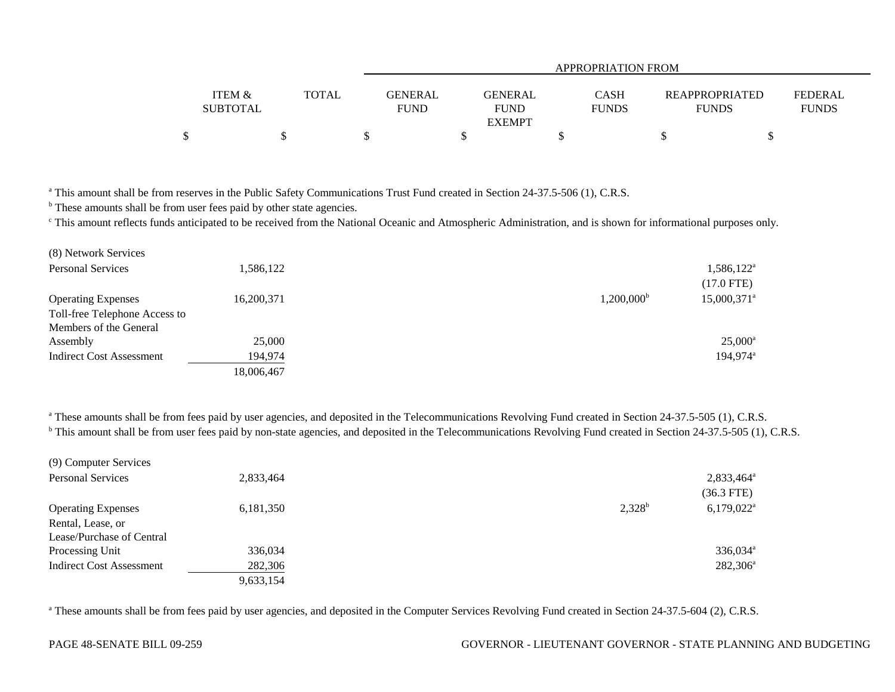| | ITEM & SUBTOTAL | TOTAL | APPROPRIATION FROM GENERAL FUND | GENERAL FUND EXEMPT | CASH FUNDS | REAPPROPRIATED FUNDS | FEDERAL FUNDS |
|---|---|---|---|---|---|---|---|
| | $ | $ | $ | $ | $ | $ | $ |

[a] This amount shall be from reserves in the Public Safety Communications Trust Fund created in Section 24-37.5-506 (1), C.R.S.
[b] These amounts shall be from user fees paid by other state agencies.
[c] This amount reflects funds anticipated to be received from the National Oceanic and Atmospheric Administration, and is shown for informational purposes only.

| | ITEM & SUBTOTAL | TOTAL | GENERAL FUND | GENERAL FUND EXEMPT | CASH FUNDS | REAPPROPRIATED FUNDS | FEDERAL FUNDS |
|---|---|---|---|---|---|---|---|
| (8) Network Services | | | | | | | |
| Personal Services | 1,586,122 | | | | | 1,586,122[a] (17.0 FTE) | |
| Operating Expenses | 16,200,371 | | | | 1,200,000[b] | 15,000,371[a] | |
| Toll-free Telephone Access to Members of the General Assembly | 25,000 | | | | | 25,000[a] | |
| Indirect Cost Assessment | 194,974 | | | | | 194,974[a] | |
| | 18,006,467 | | | | | | |

[a] These amounts shall be from fees paid by user agencies, and deposited in the Telecommunications Revolving Fund created in Section 24-37.5-505 (1), C.R.S.
[b] This amount shall be from user fees paid by non-state agencies, and deposited in the Telecommunications Revolving Fund created in Section 24-37.5-505 (1), C.R.S.

| | ITEM & SUBTOTAL | TOTAL | GENERAL FUND | GENERAL FUND EXEMPT | CASH FUNDS | REAPPROPRIATED FUNDS | FEDERAL FUNDS |
|---|---|---|---|---|---|---|---|
| (9) Computer Services | | | | | | | |
| Personal Services | 2,833,464 | | | | | 2,833,464[a] (36.3 FTE) | |
| Operating Expenses | 6,181,350 | | | | 2,328[b] | 6,179,022[a] | |
| Rental, Lease, or Lease/Purchase of Central Processing Unit | 336,034 | | | | | 336,034[a] | |
| Indirect Cost Assessment | 282,306 | | | | | 282,306[a] | |
| | 9,633,154 | | | | | | |

[a] These amounts shall be from fees paid by user agencies, and deposited in the Computer Services Revolving Fund created in Section 24-37.5-604 (2), C.R.S.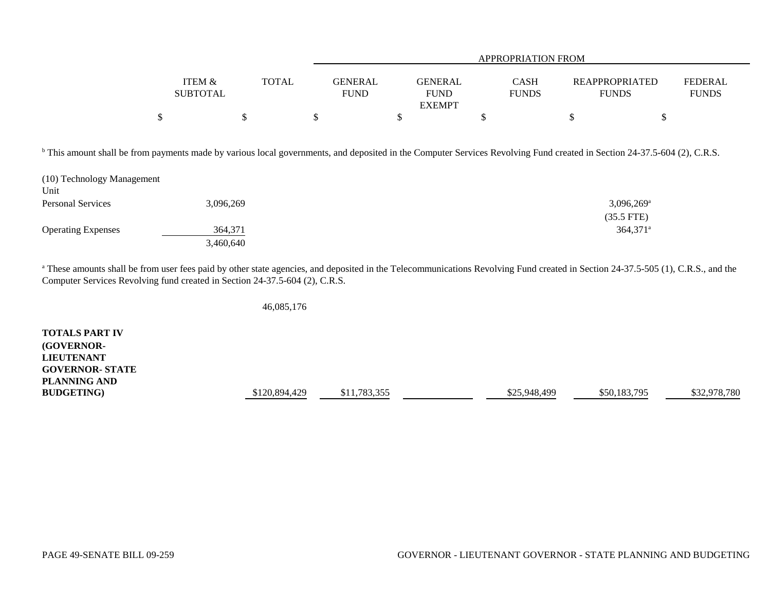| | ITEM & SUBTOTAL | TOTAL | GENERAL FUND | GENERAL FUND EXEMPT | CASH FUNDS | REAPPROPRIATED FUNDS | FEDERAL FUNDS |
|---|---|---|---|---|---|---|---|
| | $ | $ | $ | $ | $ | $ | $ |

[b] This amount shall be from payments made by various local governments, and deposited in the Computer Services Revolving Fund created in Section 24-37.5-604 (2), C.R.S.

| | ITEM & SUBTOTAL | TOTAL | GENERAL FUND | GENERAL FUND EXEMPT | CASH FUNDS | REAPPROPRIATED FUNDS | FEDERAL FUNDS |
|---|---|---|---|---|---|---|---|
| (10) Technology Management Unit | | | | | | | |
| Personal Services | 3,096,269 | | | | | 3,096,269[a] (35.5 FTE) | |
| Operating Expenses | 364,371 | | | | | 364,371[a] | |
| | 3,460,640 | | | | | | |

[a] These amounts shall be from user fees paid by other state agencies, and deposited in the Telecommunications Revolving Fund created in Section 24-37.5-505 (1), C.R.S., and the Computer Services Revolving fund created in Section 24-37.5-604 (2), C.R.S.

| | ITEM & SUBTOTAL | TOTAL | GENERAL FUND | GENERAL FUND EXEMPT | CASH FUNDS | REAPPROPRIATED FUNDS | FEDERAL FUNDS |
|---|---|---|---|---|---|---|---|
| | | 46,085,176 | | | | | |
| **TOTALS PART IV (GOVERNOR- LIEUTENANT GOVERNOR- STATE PLANNING AND BUDGETING)** | | $120,894,429 | $11,783,355 | | $25,948,499 | $50,183,795 | $32,978,780 |